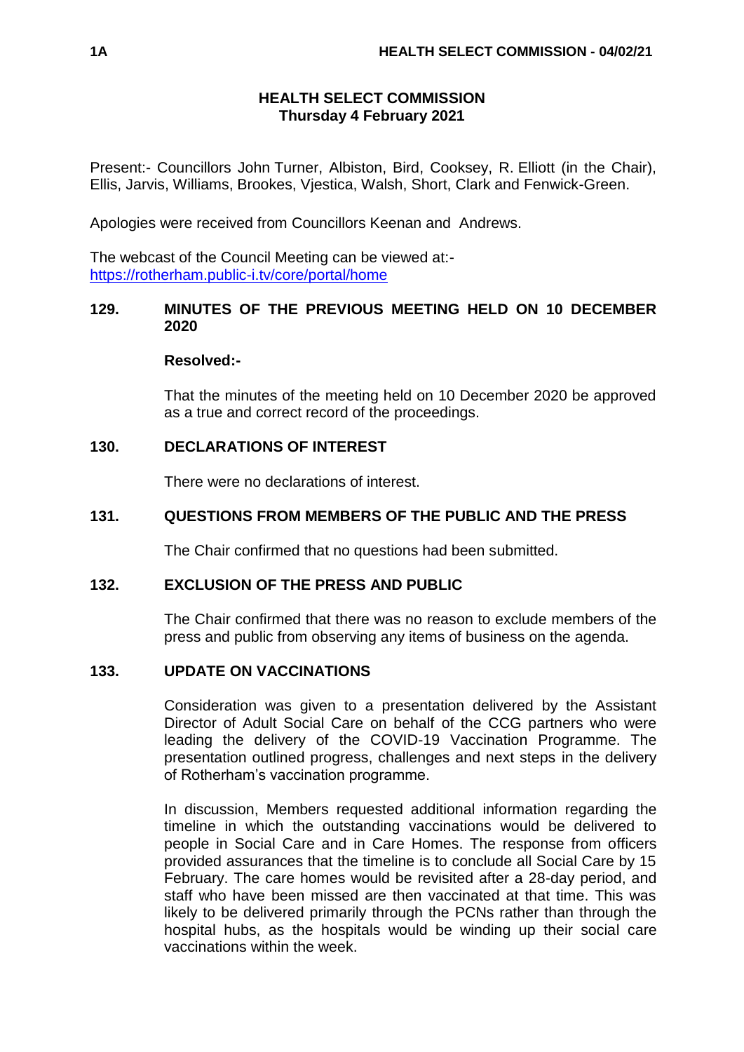# HEALTH SELECT COMMISSION
**Thursday 4 February 2021**

Present:- Councillors John Turner, Albiston, Bird, Cooksey, R. Elliott (in the Chair), Ellis, Jarvis, Williams, Brookes, Vjestica, Walsh, Short, Clark and Fenwick-Green.

Apologies were received from Councillors Keenan and Andrews.

The webcast of the Council Meeting can be viewed at:-
https://rotherham.public-i.tv/core/portal/home

## 129. MINUTES OF THE PREVIOUS MEETING HELD ON 10 DECEMBER 2020

**Resolved:-**

That the minutes of the meeting held on 10 December 2020 be approved as a true and correct record of the proceedings.

## 130. DECLARATIONS OF INTEREST

There were no declarations of interest.

## 131. QUESTIONS FROM MEMBERS OF THE PUBLIC AND THE PRESS

The Chair confirmed that no questions had been submitted.

## 132. EXCLUSION OF THE PRESS AND PUBLIC

The Chair confirmed that there was no reason to exclude members of the press and public from observing any items of business on the agenda.

## 133. UPDATE ON VACCINATIONS

Consideration was given to a presentation delivered by the Assistant Director of Adult Social Care on behalf of the CCG partners who were leading the delivery of the COVID-19 Vaccination Programme. The presentation outlined progress, challenges and next steps in the delivery of Rotherham's vaccination programme.

In discussion, Members requested additional information regarding the timeline in which the outstanding vaccinations would be delivered to people in Social Care and in Care Homes. The response from officers provided assurances that the timeline is to conclude all Social Care by 15 February. The care homes would be revisited after a 28-day period, and staff who have been missed are then vaccinated at that time. This was likely to be delivered primarily through the PCNs rather than through the hospital hubs, as the hospitals would be winding up their social care vaccinations within the week.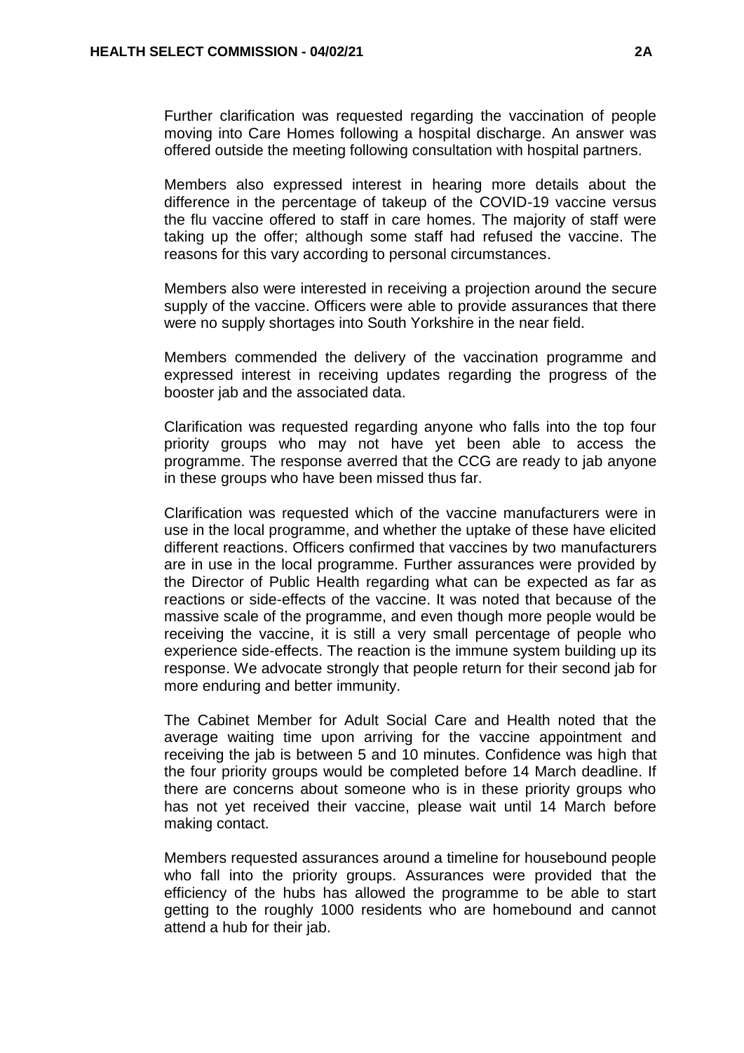Further clarification was requested regarding the vaccination of people moving into Care Homes following a hospital discharge. An answer was offered outside the meeting following consultation with hospital partners.

Members also expressed interest in hearing more details about the difference in the percentage of takeup of the COVID-19 vaccine versus the flu vaccine offered to staff in care homes. The majority of staff were taking up the offer; although some staff had refused the vaccine. The reasons for this vary according to personal circumstances.

Members also were interested in receiving a projection around the secure supply of the vaccine. Officers were able to provide assurances that there were no supply shortages into South Yorkshire in the near field.

Members commended the delivery of the vaccination programme and expressed interest in receiving updates regarding the progress of the booster jab and the associated data.

Clarification was requested regarding anyone who falls into the top four priority groups who may not have yet been able to access the programme. The response averred that the CCG are ready to jab anyone in these groups who have been missed thus far.

Clarification was requested which of the vaccine manufacturers were in use in the local programme, and whether the uptake of these have elicited different reactions. Officers confirmed that vaccines by two manufacturers are in use in the local programme. Further assurances were provided by the Director of Public Health regarding what can be expected as far as reactions or side-effects of the vaccine. It was noted that because of the massive scale of the programme, and even though more people would be receiving the vaccine, it is still a very small percentage of people who experience side-effects. The reaction is the immune system building up its response. We advocate strongly that people return for their second jab for more enduring and better immunity.

The Cabinet Member for Adult Social Care and Health noted that the average waiting time upon arriving for the vaccine appointment and receiving the jab is between 5 and 10 minutes. Confidence was high that the four priority groups would be completed before 14 March deadline. If there are concerns about someone who is in these priority groups who has not yet received their vaccine, please wait until 14 March before making contact.

Members requested assurances around a timeline for housebound people who fall into the priority groups. Assurances were provided that the efficiency of the hubs has allowed the programme to be able to start getting to the roughly 1000 residents who are homebound and cannot attend a hub for their jab.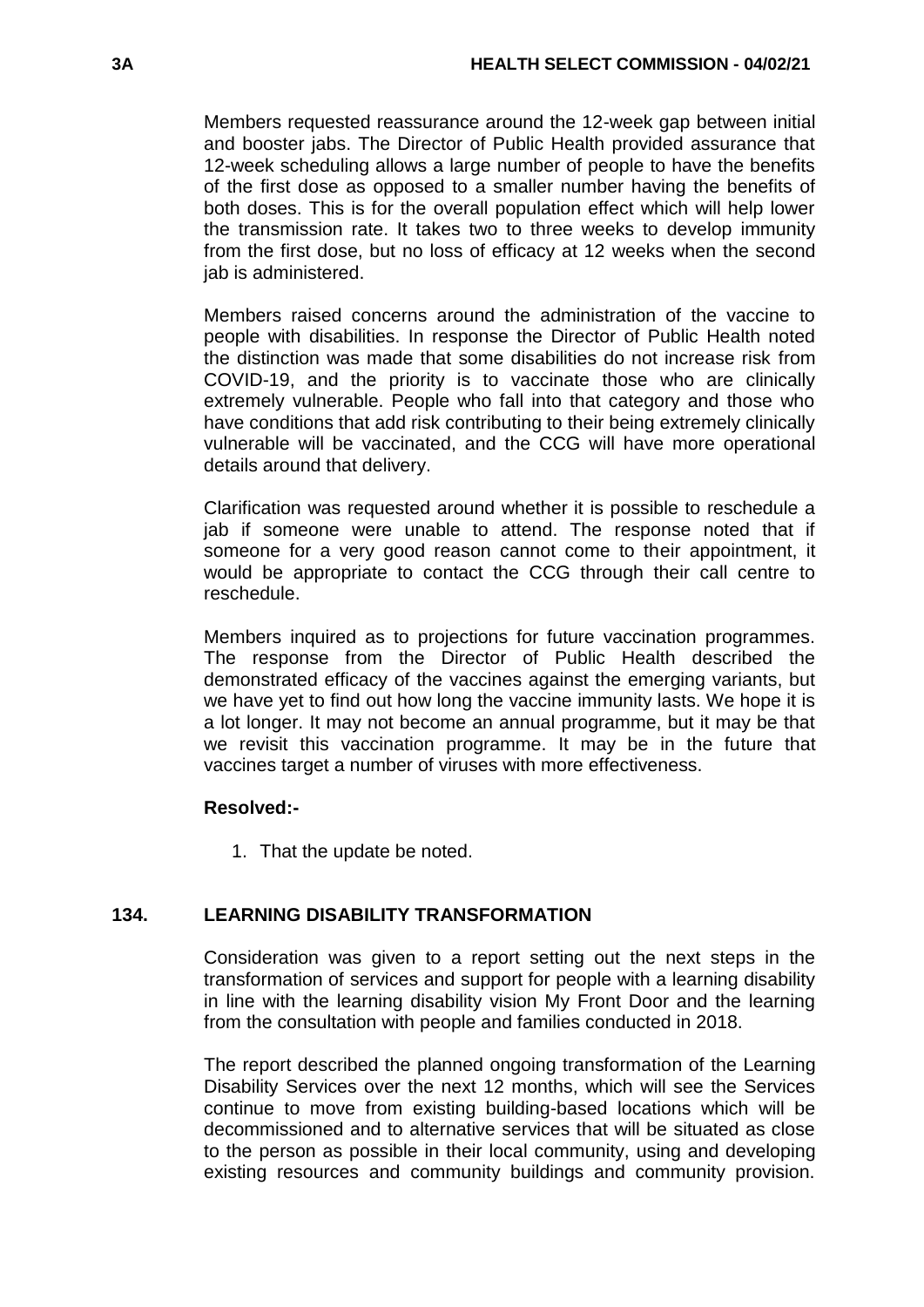Members requested reassurance around the 12-week gap between initial and booster jabs. The Director of Public Health provided assurance that 12-week scheduling allows a large number of people to have the benefits of the first dose as opposed to a smaller number having the benefits of both doses. This is for the overall population effect which will help lower the transmission rate. It takes two to three weeks to develop immunity from the first dose, but no loss of efficacy at 12 weeks when the second jab is administered.

Members raised concerns around the administration of the vaccine to people with disabilities. In response the Director of Public Health noted the distinction was made that some disabilities do not increase risk from COVID-19, and the priority is to vaccinate those who are clinically extremely vulnerable. People who fall into that category and those who have conditions that add risk contributing to their being extremely clinically vulnerable will be vaccinated, and the CCG will have more operational details around that delivery.

Clarification was requested around whether it is possible to reschedule a jab if someone were unable to attend. The response noted that if someone for a very good reason cannot come to their appointment, it would be appropriate to contact the CCG through their call centre to reschedule.

Members inquired as to projections for future vaccination programmes. The response from the Director of Public Health described the demonstrated efficacy of the vaccines against the emerging variants, but we have yet to find out how long the vaccine immunity lasts. We hope it is a lot longer. It may not become an annual programme, but it may be that we revisit this vaccination programme. It may be in the future that vaccines target a number of viruses with more effectiveness.

**Resolved:-**

1. That the update be noted.

## 134. LEARNING DISABILITY TRANSFORMATION

Consideration was given to a report setting out the next steps in the transformation of services and support for people with a learning disability in line with the learning disability vision My Front Door and the learning from the consultation with people and families conducted in 2018.

The report described the planned ongoing transformation of the Learning Disability Services over the next 12 months, which will see the Services continue to move from existing building-based locations which will be decommissioned and to alternative services that will be situated as close to the person as possible in their local community, using and developing existing resources and community buildings and community provision.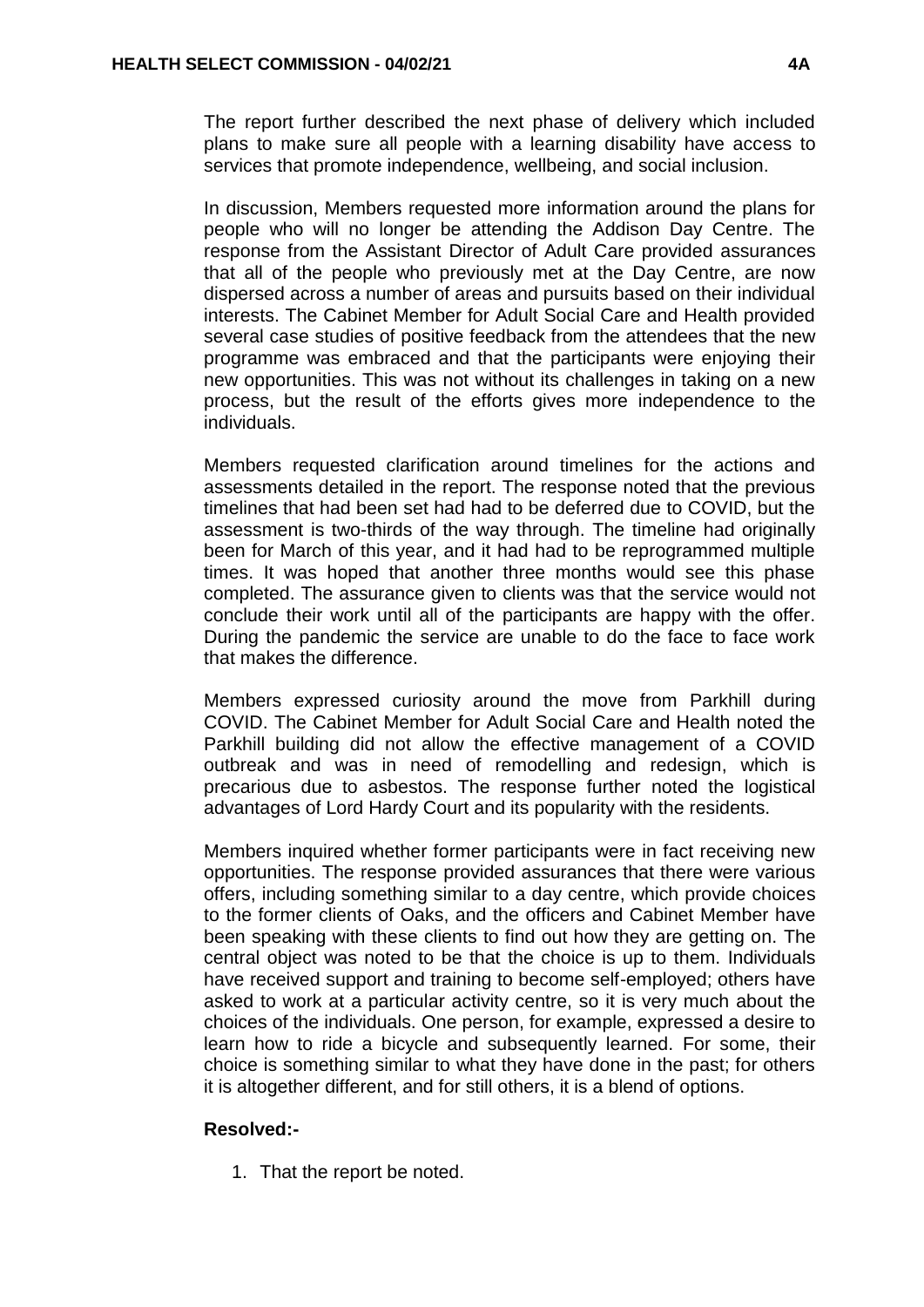The report further described the next phase of delivery which included plans to make sure all people with a learning disability have access to services that promote independence, wellbeing, and social inclusion.

In discussion, Members requested more information around the plans for people who will no longer be attending the Addison Day Centre. The response from the Assistant Director of Adult Care provided assurances that all of the people who previously met at the Day Centre, are now dispersed across a number of areas and pursuits based on their individual interests. The Cabinet Member for Adult Social Care and Health provided several case studies of positive feedback from the attendees that the new programme was embraced and that the participants were enjoying their new opportunities. This was not without its challenges in taking on a new process, but the result of the efforts gives more independence to the individuals.

Members requested clarification around timelines for the actions and assessments detailed in the report. The response noted that the previous timelines that had been set had had to be deferred due to COVID, but the assessment is two-thirds of the way through. The timeline had originally been for March of this year, and it had had to be reprogrammed multiple times. It was hoped that another three months would see this phase completed. The assurance given to clients was that the service would not conclude their work until all of the participants are happy with the offer. During the pandemic the service are unable to do the face to face work that makes the difference.

Members expressed curiosity around the move from Parkhill during COVID. The Cabinet Member for Adult Social Care and Health noted the Parkhill building did not allow the effective management of a COVID outbreak and was in need of remodelling and redesign, which is precarious due to asbestos. The response further noted the logistical advantages of Lord Hardy Court and its popularity with the residents.

Members inquired whether former participants were in fact receiving new opportunities. The response provided assurances that there were various offers, including something similar to a day centre, which provide choices to the former clients of Oaks, and the officers and Cabinet Member have been speaking with these clients to find out how they are getting on. The central object was noted to be that the choice is up to them. Individuals have received support and training to become self-employed; others have asked to work at a particular activity centre, so it is very much about the choices of the individuals. One person, for example, expressed a desire to learn how to ride a bicycle and subsequently learned. For some, their choice is something similar to what they have done in the past; for others it is altogether different, and for still others, it is a blend of options.

**Resolved:-**

1. That the report be noted.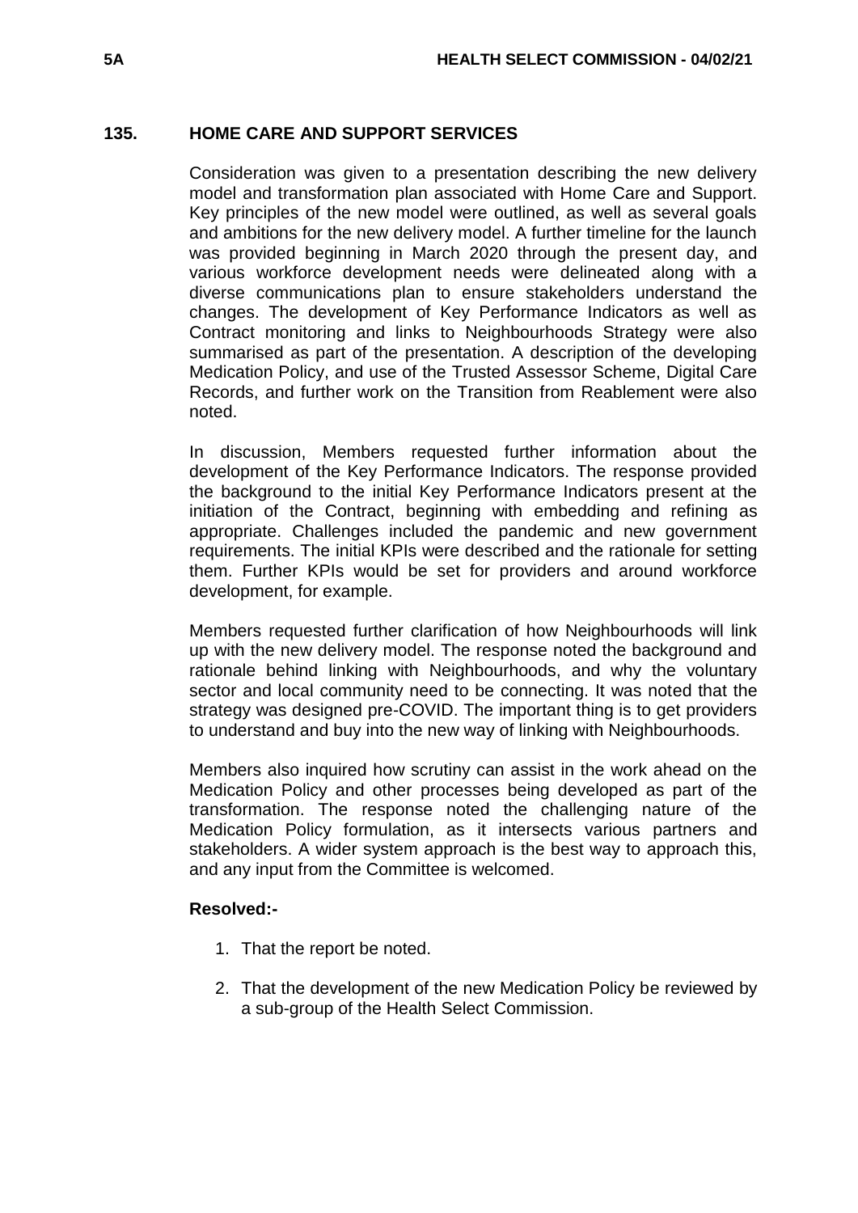## 135. HOME CARE AND SUPPORT SERVICES

Consideration was given to a presentation describing the new delivery model and transformation plan associated with Home Care and Support. Key principles of the new model were outlined, as well as several goals and ambitions for the new delivery model. A further timeline for the launch was provided beginning in March 2020 through the present day, and various workforce development needs were delineated along with a diverse communications plan to ensure stakeholders understand the changes. The development of Key Performance Indicators as well as Contract monitoring and links to Neighbourhoods Strategy were also summarised as part of the presentation. A description of the developing Medication Policy, and use of the Trusted Assessor Scheme, Digital Care Records, and further work on the Transition from Reablement were also noted.

In discussion, Members requested further information about the development of the Key Performance Indicators. The response provided the background to the initial Key Performance Indicators present at the initiation of the Contract, beginning with embedding and refining as appropriate. Challenges included the pandemic and new government requirements. The initial KPIs were described and the rationale for setting them. Further KPIs would be set for providers and around workforce development, for example.

Members requested further clarification of how Neighbourhoods will link up with the new delivery model. The response noted the background and rationale behind linking with Neighbourhoods, and why the voluntary sector and local community need to be connecting. It was noted that the strategy was designed pre-COVID. The important thing is to get providers to understand and buy into the new way of linking with Neighbourhoods.

Members also inquired how scrutiny can assist in the work ahead on the Medication Policy and other processes being developed as part of the transformation. The response noted the challenging nature of the Medication Policy formulation, as it intersects various partners and stakeholders. A wider system approach is the best way to approach this, and any input from the Committee is welcomed.

**Resolved:-**

1. That the report be noted.
2. That the development of the new Medication Policy be reviewed by a sub-group of the Health Select Commission.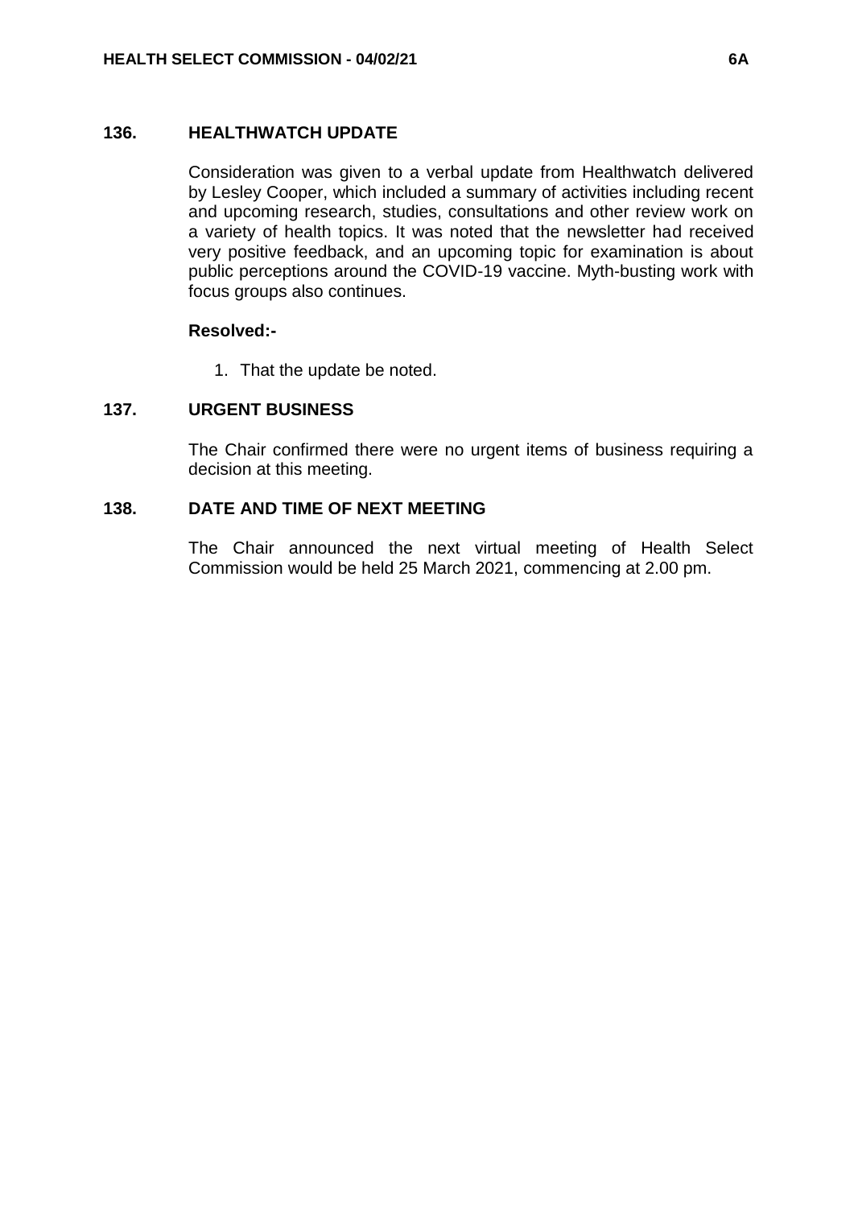## 136. HEALTHWATCH UPDATE

Consideration was given to a verbal update from Healthwatch delivered by Lesley Cooper, which included a summary of activities including recent and upcoming research, studies, consultations and other review work on a variety of health topics. It was noted that the newsletter had received very positive feedback, and an upcoming topic for examination is about public perceptions around the COVID-19 vaccine. Myth-busting work with focus groups also continues.

**Resolved:-**

1. That the update be noted.

## 137. URGENT BUSINESS

The Chair confirmed there were no urgent items of business requiring a decision at this meeting.

## 138. DATE AND TIME OF NEXT MEETING

The Chair announced the next virtual meeting of Health Select Commission would be held 25 March 2021, commencing at 2.00 pm.